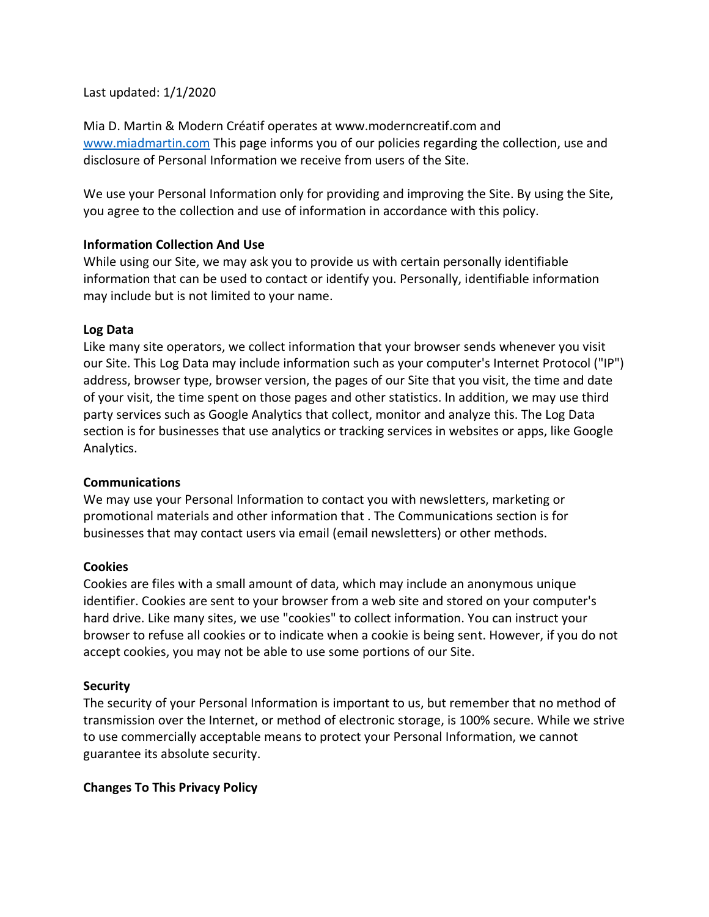Last updated: 1/1/2020

Mia D. Martin & Modern Créatif operates at www.moderncreatif.com and [www.miadmartin.com](http://www.miadmartin.com) This page informs you of our policies regarding the collection, use and disclosure of Personal Information we receive from users of the Site.

We use your Personal Information only for providing and improving the Site. By using the Site, you agree to the collection and use of information in accordance with this policy.

**Information Collection And Use**

While using our Site, we may ask you to provide us with certain personally identifiable information that can be used to contact or identify you. Personally, identifiable information may include but is not limited to your name.

**Log Data**

Like many site operators, we collect information that your browser sends whenever you visit our Site. This Log Data may include information such as your computer's Internet Protocol ("IP") address, browser type, browser version, the pages of our Site that you visit, the time and date of your visit, the time spent on those pages and other statistics. In addition, we may use third party services such as Google Analytics that collect, monitor and analyze this. The Log Data section is for businesses that use analytics or tracking services in websites or apps, like Google Analytics.

**Communications**

We may use your Personal Information to contact you with newsletters, marketing or promotional materials and other information that . The Communications section is for businesses that may contact users via email (email newsletters) or other methods.

**Cookies**

Cookies are files with a small amount of data, which may include an anonymous unique identifier. Cookies are sent to your browser from a web site and stored on your computer's hard drive. Like many sites, we use "cookies" to collect information. You can instruct your browser to refuse all cookies or to indicate when a cookie is being sent. However, if you do not accept cookies, you may not be able to use some portions of our Site.

**Security**

The security of your Personal Information is important to us, but remember that no method of transmission over the Internet, or method of electronic storage, is 100% secure. While we strive to use commercially acceptable means to protect your Personal Information, we cannot guarantee its absolute security.

**Changes To This Privacy Policy**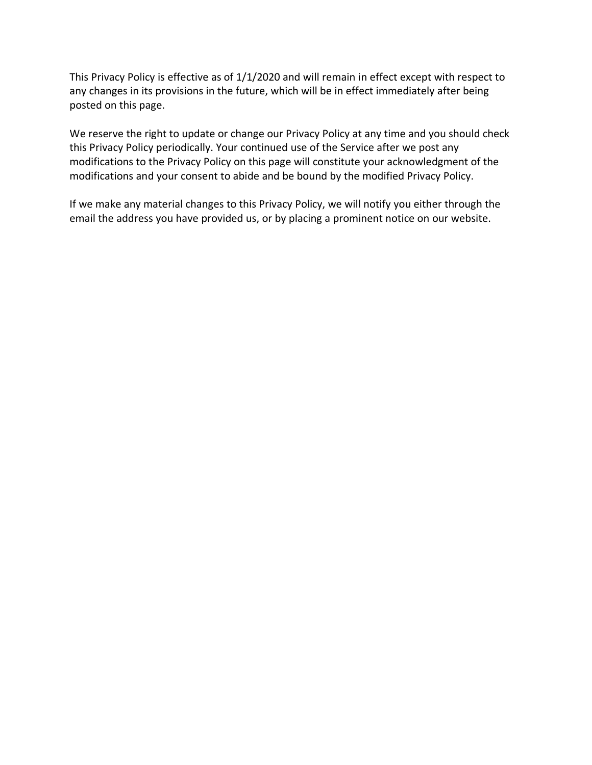This Privacy Policy is effective as of 1/1/2020 and will remain in effect except with respect to any changes in its provisions in the future, which will be in effect immediately after being posted on this page.

We reserve the right to update or change our Privacy Policy at any time and you should check this Privacy Policy periodically. Your continued use of the Service after we post any modifications to the Privacy Policy on this page will constitute your acknowledgment of the modifications and your consent to abide and be bound by the modified Privacy Policy.

If we make any material changes to this Privacy Policy, we will notify you either through the email the address you have provided us, or by placing a prominent notice on our website.